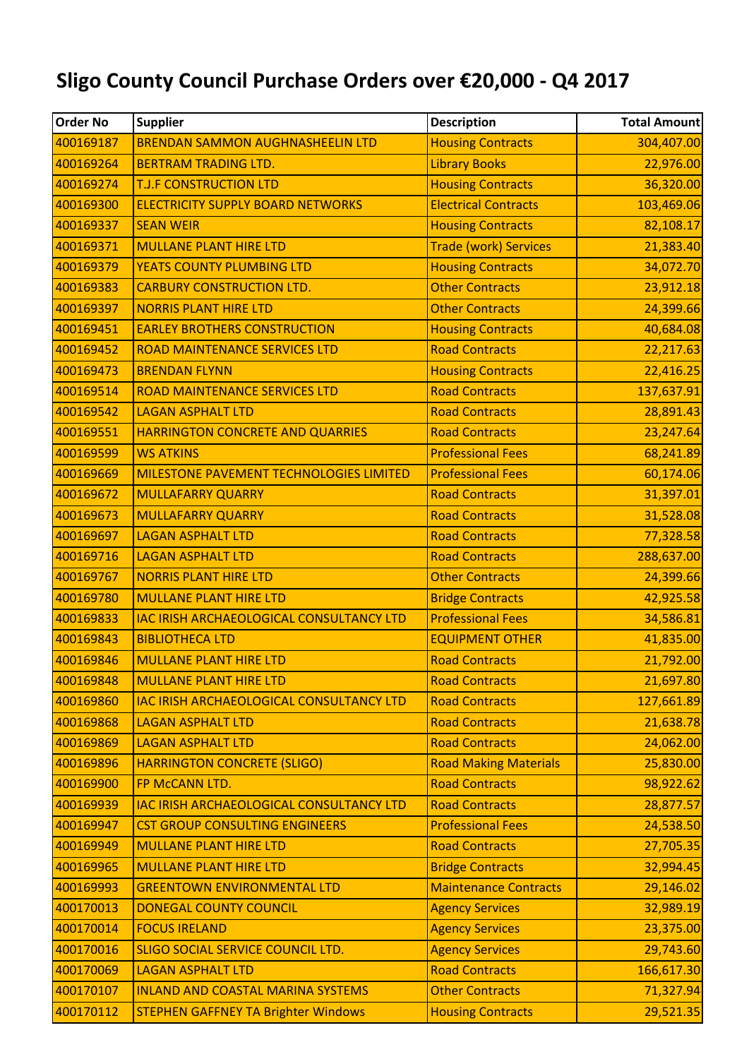# Sligo County Council Purchase Orders over €20,000 - Q4 2017

| Order No | Supplier | Description | Total Amount |
|---|---|---|---|
| 400169187 | BRENDAN SAMMON AUGHNASHEELIN LTD | Housing Contracts | 304,407.00 |
| 400169264 | BERTRAM TRADING LTD. | Library Books | 22,976.00 |
| 400169274 | T.J.F CONSTRUCTION LTD | Housing Contracts | 36,320.00 |
| 400169300 | ELECTRICITY SUPPLY BOARD NETWORKS | Electrical Contracts | 103,469.06 |
| 400169337 | SEAN WEIR | Housing Contracts | 82,108.17 |
| 400169371 | MULLANE PLANT HIRE LTD | Trade (work) Services | 21,383.40 |
| 400169379 | YEATS COUNTY PLUMBING LTD | Housing Contracts | 34,072.70 |
| 400169383 | CARBURY CONSTRUCTION LTD. | Other Contracts | 23,912.18 |
| 400169397 | NORRIS PLANT HIRE LTD | Other Contracts | 24,399.66 |
| 400169451 | EARLEY BROTHERS CONSTRUCTION | Housing Contracts | 40,684.08 |
| 400169452 | ROAD MAINTENANCE SERVICES LTD | Road Contracts | 22,217.63 |
| 400169473 | BRENDAN FLYNN | Housing Contracts | 22,416.25 |
| 400169514 | ROAD MAINTENANCE SERVICES LTD | Road Contracts | 137,637.91 |
| 400169542 | LAGAN ASPHALT LTD | Road Contracts | 28,891.43 |
| 400169551 | HARRINGTON CONCRETE AND QUARRIES | Road Contracts | 23,247.64 |
| 400169599 | WS ATKINS | Professional Fees | 68,241.89 |
| 400169669 | MILESTONE PAVEMENT TECHNOLOGIES LIMITED | Professional Fees | 60,174.06 |
| 400169672 | MULLAFARRY QUARRY | Road Contracts | 31,397.01 |
| 400169673 | MULLAFARRY QUARRY | Road Contracts | 31,528.08 |
| 400169697 | LAGAN ASPHALT LTD | Road Contracts | 77,328.58 |
| 400169716 | LAGAN ASPHALT LTD | Road Contracts | 288,637.00 |
| 400169767 | NORRIS PLANT HIRE LTD | Other Contracts | 24,399.66 |
| 400169780 | MULLANE PLANT HIRE LTD | Bridge Contracts | 42,925.58 |
| 400169833 | IAC IRISH ARCHAEOLOGICAL CONSULTANCY LTD | Professional Fees | 34,586.81 |
| 400169843 | BIBLIOTHECA LTD | EQUIPMENT OTHER | 41,835.00 |
| 400169846 | MULLANE PLANT HIRE LTD | Road Contracts | 21,792.00 |
| 400169848 | MULLANE PLANT HIRE LTD | Road Contracts | 21,697.80 |
| 400169860 | IAC IRISH ARCHAEOLOGICAL CONSULTANCY LTD | Road Contracts | 127,661.89 |
| 400169868 | LAGAN ASPHALT LTD | Road Contracts | 21,638.78 |
| 400169869 | LAGAN ASPHALT LTD | Road Contracts | 24,062.00 |
| 400169896 | HARRINGTON CONCRETE (SLIGO) | Road Making Materials | 25,830.00 |
| 400169900 | FP McCANN LTD. | Road Contracts | 98,922.62 |
| 400169939 | IAC IRISH ARCHAEOLOGICAL CONSULTANCY LTD | Road Contracts | 28,877.57 |
| 400169947 | CST GROUP CONSULTING ENGINEERS | Professional Fees | 24,538.50 |
| 400169949 | MULLANE PLANT HIRE LTD | Road Contracts | 27,705.35 |
| 400169965 | MULLANE PLANT HIRE LTD | Bridge Contracts | 32,994.45 |
| 400169993 | GREENTOWN ENVIRONMENTAL LTD | Maintenance Contracts | 29,146.02 |
| 400170013 | DONEGAL COUNTY COUNCIL | Agency Services | 32,989.19 |
| 400170014 | FOCUS IRELAND | Agency Services | 23,375.00 |
| 400170016 | SLIGO SOCIAL SERVICE COUNCIL LTD. | Agency Services | 29,743.60 |
| 400170069 | LAGAN ASPHALT LTD | Road Contracts | 166,617.30 |
| 400170107 | INLAND AND COASTAL MARINA SYSTEMS | Other Contracts | 71,327.94 |
| 400170112 | STEPHEN GAFFNEY TA Brighter Windows | Housing Contracts | 29,521.35 |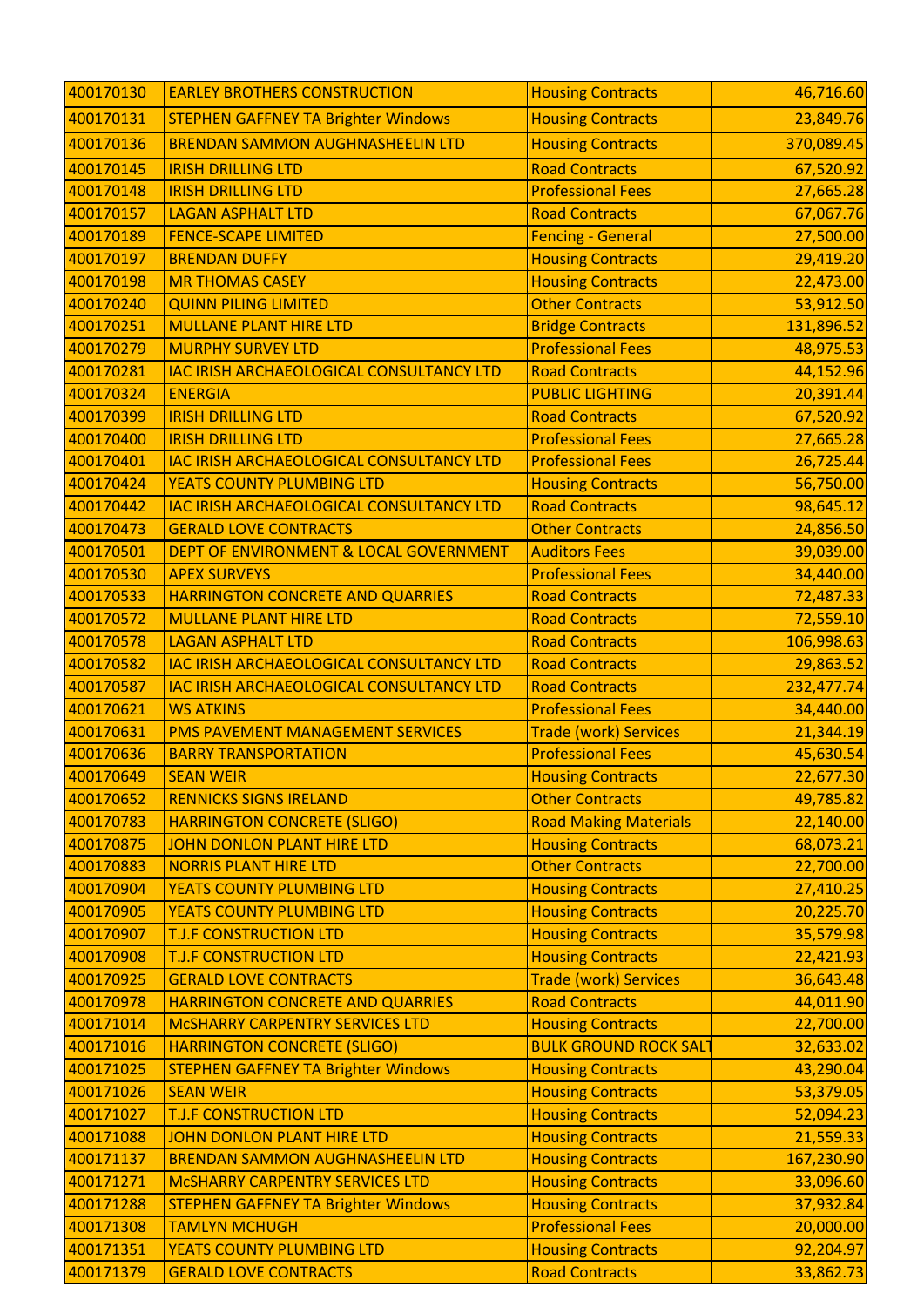| | | | |
|---|---|---|---|
| 400170130 | EARLEY BROTHERS CONSTRUCTION | Housing Contracts | 46,716.60 |
| 400170131 | STEPHEN GAFFNEY TA Brighter Windows | Housing Contracts | 23,849.76 |
| 400170136 | BRENDAN SAMMON AUGHNASHEELIN LTD | Housing Contracts | 370,089.45 |
| 400170145 | IRISH DRILLING LTD | Road Contracts | 67,520.92 |
| 400170148 | IRISH DRILLING LTD | Professional Fees | 27,665.28 |
| 400170157 | LAGAN ASPHALT LTD | Road Contracts | 67,067.76 |
| 400170189 | FENCE-SCAPE LIMITED | Fencing - General | 27,500.00 |
| 400170197 | BRENDAN DUFFY | Housing Contracts | 29,419.20 |
| 400170198 | MR THOMAS CASEY | Housing Contracts | 22,473.00 |
| 400170240 | QUINN PILING LIMITED | Other Contracts | 53,912.50 |
| 400170251 | MULLANE PLANT HIRE LTD | Bridge Contracts | 131,896.52 |
| 400170279 | MURPHY SURVEY LTD | Professional Fees | 48,975.53 |
| 400170281 | IAC IRISH ARCHAEOLOGICAL CONSULTANCY LTD | Road Contracts | 44,152.96 |
| 400170324 | ENERGIA | PUBLIC LIGHTING | 20,391.44 |
| 400170399 | IRISH DRILLING LTD | Road Contracts | 67,520.92 |
| 400170400 | IRISH DRILLING LTD | Professional Fees | 27,665.28 |
| 400170401 | IAC IRISH ARCHAEOLOGICAL CONSULTANCY LTD | Professional Fees | 26,725.44 |
| 400170424 | YEATS COUNTY PLUMBING LTD | Housing Contracts | 56,750.00 |
| 400170442 | IAC IRISH ARCHAEOLOGICAL CONSULTANCY LTD | Road Contracts | 98,645.12 |
| 400170473 | GERALD LOVE CONTRACTS | Other Contracts | 24,856.50 |
| 400170501 | DEPT OF ENVIRONMENT & LOCAL GOVERNMENT | Auditors Fees | 39,039.00 |
| 400170530 | APEX SURVEYS | Professional Fees | 34,440.00 |
| 400170533 | HARRINGTON CONCRETE AND QUARRIES | Road Contracts | 72,487.33 |
| 400170572 | MULLANE PLANT HIRE LTD | Road Contracts | 72,559.10 |
| 400170578 | LAGAN ASPHALT LTD | Road Contracts | 106,998.63 |
| 400170582 | IAC IRISH ARCHAEOLOGICAL CONSULTANCY LTD | Road Contracts | 29,863.52 |
| 400170587 | IAC IRISH ARCHAEOLOGICAL CONSULTANCY LTD | Road Contracts | 232,477.74 |
| 400170621 | WS ATKINS | Professional Fees | 34,440.00 |
| 400170631 | PMS PAVEMENT MANAGEMENT SERVICES | Trade (work) Services | 21,344.19 |
| 400170636 | BARRY TRANSPORTATION | Professional Fees | 45,630.54 |
| 400170649 | SEAN WEIR | Housing Contracts | 22,677.30 |
| 400170652 | RENNICKS SIGNS IRELAND | Other Contracts | 49,785.82 |
| 400170783 | HARRINGTON CONCRETE (SLIGO) | Road Making Materials | 22,140.00 |
| 400170875 | JOHN DONLON PLANT HIRE LTD | Housing Contracts | 68,073.21 |
| 400170883 | NORRIS PLANT HIRE LTD | Other Contracts | 22,700.00 |
| 400170904 | YEATS COUNTY PLUMBING LTD | Housing Contracts | 27,410.25 |
| 400170905 | YEATS COUNTY PLUMBING LTD | Housing Contracts | 20,225.70 |
| 400170907 | T.J.F CONSTRUCTION LTD | Housing Contracts | 35,579.98 |
| 400170908 | T.J.F CONSTRUCTION LTD | Housing Contracts | 22,421.93 |
| 400170925 | GERALD LOVE CONTRACTS | Trade (work) Services | 36,643.48 |
| 400170978 | HARRINGTON CONCRETE AND QUARRIES | Road Contracts | 44,011.90 |
| 400171014 | McSHARRY CARPENTRY SERVICES LTD | Housing Contracts | 22,700.00 |
| 400171016 | HARRINGTON CONCRETE (SLIGO) | BULK GROUND ROCK SALT | 32,633.02 |
| 400171025 | STEPHEN GAFFNEY TA Brighter Windows | Housing Contracts | 43,290.04 |
| 400171026 | SEAN WEIR | Housing Contracts | 53,379.05 |
| 400171027 | T.J.F CONSTRUCTION LTD | Housing Contracts | 52,094.23 |
| 400171088 | JOHN DONLON PLANT HIRE LTD | Housing Contracts | 21,559.33 |
| 400171137 | BRENDAN SAMMON AUGHNASHEELIN LTD | Housing Contracts | 167,230.90 |
| 400171271 | McSHARRY CARPENTRY SERVICES LTD | Housing Contracts | 33,096.60 |
| 400171288 | STEPHEN GAFFNEY TA Brighter Windows | Housing Contracts | 37,932.84 |
| 400171308 | TAMLYN MCHUGH | Professional Fees | 20,000.00 |
| 400171351 | YEATS COUNTY PLUMBING LTD | Housing Contracts | 92,204.97 |
| 400171379 | GERALD LOVE CONTRACTS | Road Contracts | 33,862.73 |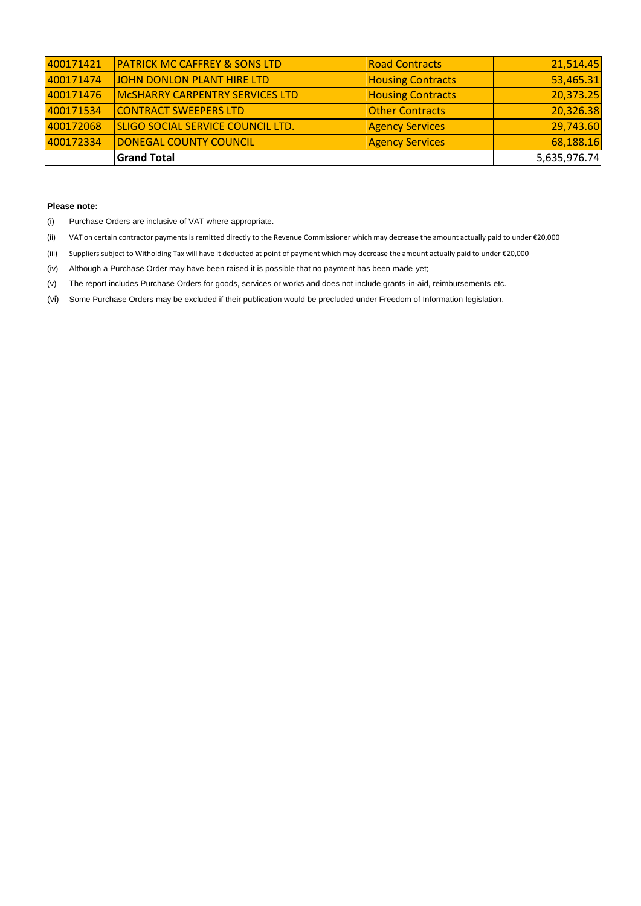| | | | |
|---|---|---|---|
| 400171421 | PATRICK MC CAFFREY & SONS LTD | Road Contracts | 21,514.45 |
| 400171474 | JOHN DONLON PLANT HIRE LTD | Housing Contracts | 53,465.31 |
| 400171476 | McSHARRY CARPENTRY SERVICES LTD | Housing Contracts | 20,373.25 |
| 400171534 | CONTRACT SWEEPERS LTD | Other Contracts | 20,326.38 |
| 400172068 | SLIGO SOCIAL SERVICE COUNCIL LTD. | Agency Services | 29,743.60 |
| 400172334 | DONEGAL COUNTY COUNCIL | Agency Services | 68,188.16 |
| | **Grand Total** | | 5,635,976.74 |

**Please note:**

(i) Purchase Orders are inclusive of VAT where appropriate.

(ii) VAT on certain contractor payments is remitted directly to the Revenue Commissioner which may decrease the amount actually paid to under €20,000

(iii) Suppliers subject to Witholding Tax will have it deducted at point of payment which may decrease the amount actually paid to under €20,000

(iv) Although a Purchase Order may have been raised it is possible that no payment has been made yet;

(v) The report includes Purchase Orders for goods, services or works and does not include grants-in-aid, reimbursements etc.

(vi) Some Purchase Orders may be excluded if their publication would be precluded under Freedom of Information legislation.